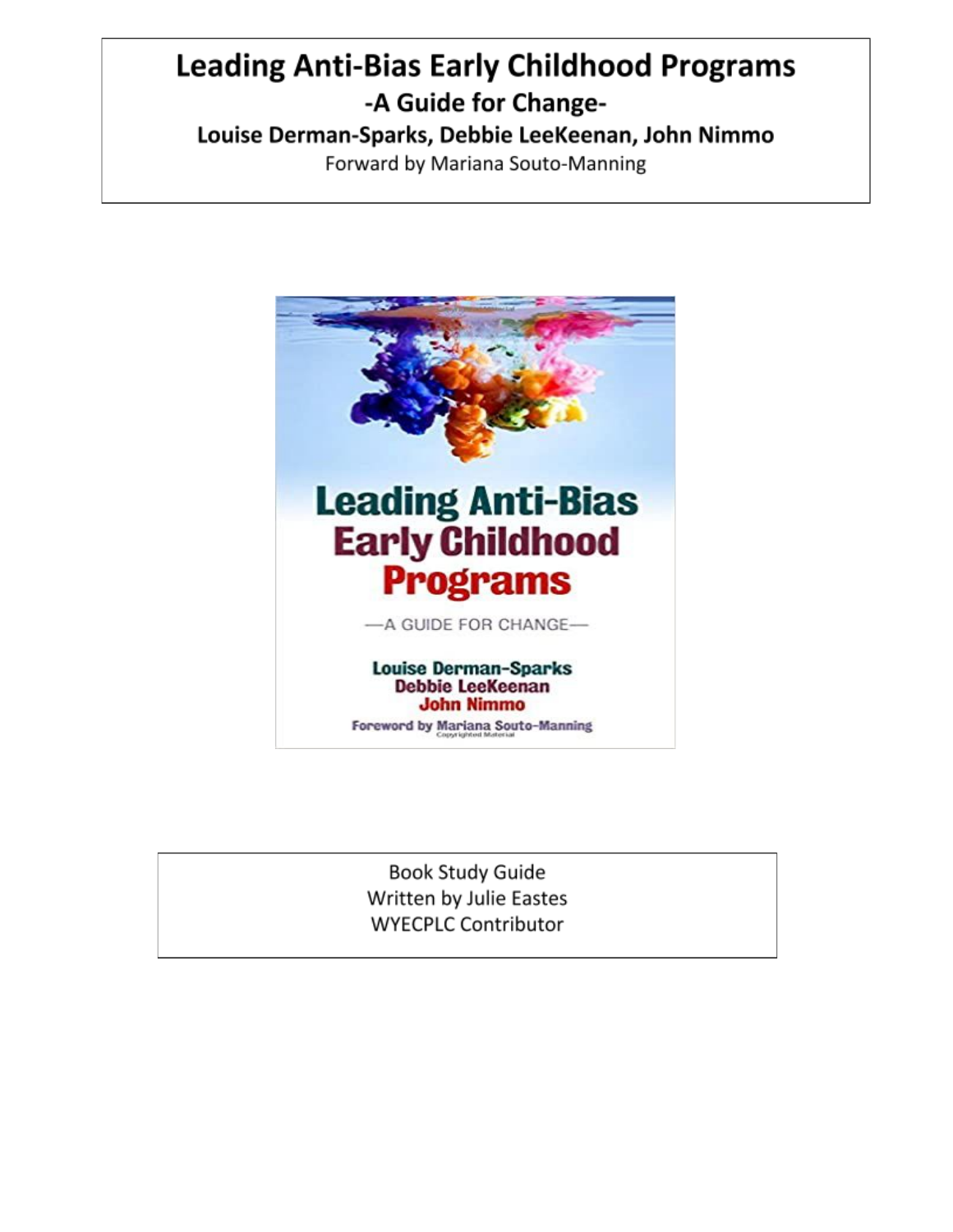# Leading Anti-Bias Early Childhood Programs

## -A Guide for Change-

**Louise Derman-Sparks, Debbie LeeKeenan, John Nimmo**

Forward by Mariana Souto-Manning

Book Study Guide
Written by Julie Eastes
WYECPLC Contributor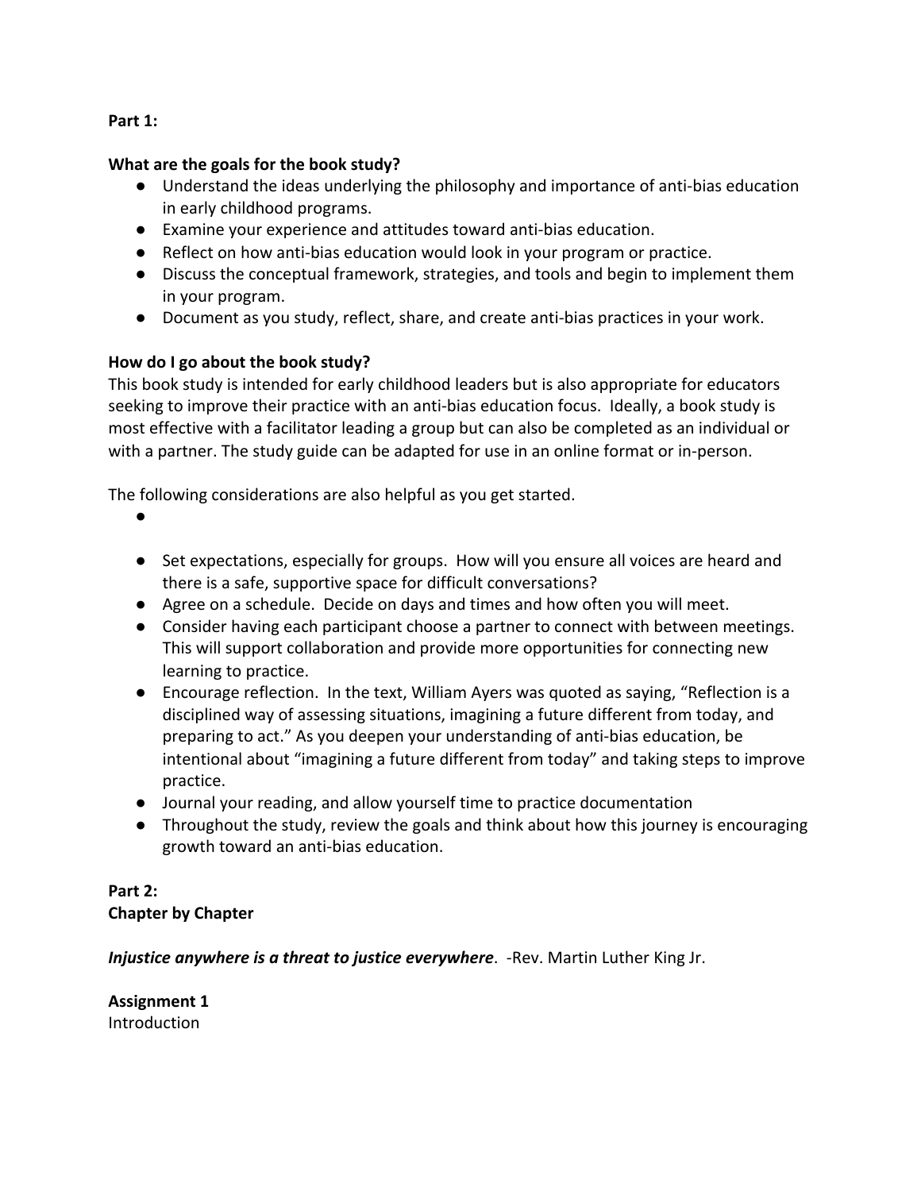**Part 1:**

**What are the goals for the book study?**

- Understand the ideas underlying the philosophy and importance of anti-bias education in early childhood programs.
- Examine your experience and attitudes toward anti-bias education.
- Reflect on how anti-bias education would look in your program or practice.
- Discuss the conceptual framework, strategies, and tools and begin to implement them in your program.
- Document as you study, reflect, share, and create anti-bias practices in your work.

**How do I go about the book study?**

This book study is intended for early childhood leaders but is also appropriate for educators seeking to improve their practice with an anti-bias education focus. Ideally, a book study is most effective with a facilitator leading a group but can also be completed as an individual or with a partner. The study guide can be adapted for use in an online format or in-person.

The following considerations are also helpful as you get started.

- Set expectations, especially for groups. How will you ensure all voices are heard and there is a safe, supportive space for difficult conversations?
- Agree on a schedule. Decide on days and times and how often you will meet.
- Consider having each participant choose a partner to connect with between meetings. This will support collaboration and provide more opportunities for connecting new learning to practice.
- Encourage reflection. In the text, William Ayers was quoted as saying, "Reflection is a disciplined way of assessing situations, imagining a future different from today, and preparing to act." As you deepen your understanding of anti-bias education, be intentional about "imagining a future different from today" and taking steps to improve practice.
- Journal your reading, and allow yourself time to practice documentation
- Throughout the study, review the goals and think about how this journey is encouraging growth toward an anti-bias education.

**Part 2:**
**Chapter by Chapter**

***Injustice anywhere is a threat to justice everywhere***. -Rev. Martin Luther King Jr.

**Assignment 1**
Introduction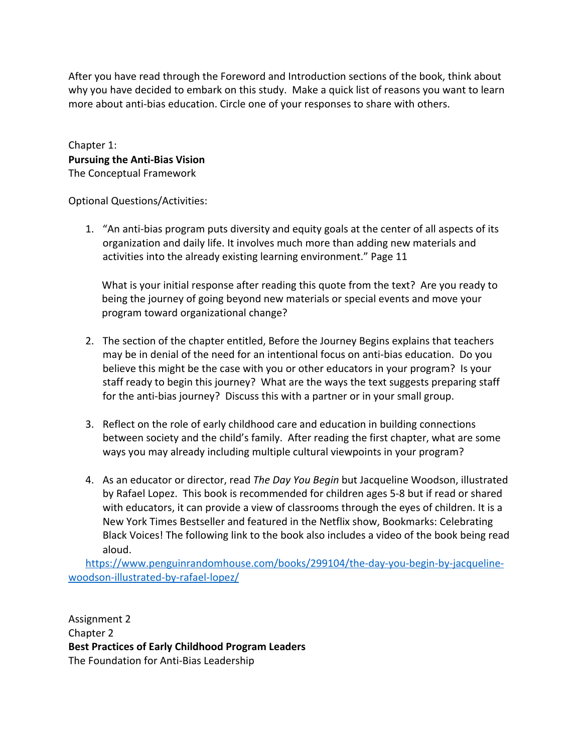After you have read through the Foreword and Introduction sections of the book, think about why you have decided to embark on this study. Make a quick list of reasons you want to learn more about anti-bias education. Circle one of your responses to share with others.

Chapter 1:
**Pursuing the Anti-Bias Vision**
The Conceptual Framework

Optional Questions/Activities:

1. "An anti-bias program puts diversity and equity goals at the center of all aspects of its organization and daily life. It involves much more than adding new materials and activities into the already existing learning environment." Page 11

   What is your initial response after reading this quote from the text? Are you ready to being the journey of going beyond new materials or special events and move your program toward organizational change?

2. The section of the chapter entitled, Before the Journey Begins explains that teachers may be in denial of the need for an intentional focus on anti-bias education. Do you believe this might be the case with you or other educators in your program? Is your staff ready to begin this journey? What are the ways the text suggests preparing staff for the anti-bias journey? Discuss this with a partner or in your small group.

3. Reflect on the role of early childhood care and education in building connections between society and the child's family. After reading the first chapter, what are some ways you may already including multiple cultural viewpoints in your program?

4. As an educator or director, read *The Day You Begin* but Jacqueline Woodson, illustrated by Rafael Lopez. This book is recommended for children ages 5-8 but if read or shared with educators, it can provide a view of classrooms through the eyes of children. It is a New York Times Bestseller and featured in the Netflix show, Bookmarks: Celebrating Black Voices! The following link to the book also includes a video of the book being read aloud.

   https://www.penguinrandomhouse.com/books/299104/the-day-you-begin-by-jacqueline-woodson-illustrated-by-rafael-lopez/

Assignment 2
Chapter 2
**Best Practices of Early Childhood Program Leaders**
The Foundation for Anti-Bias Leadership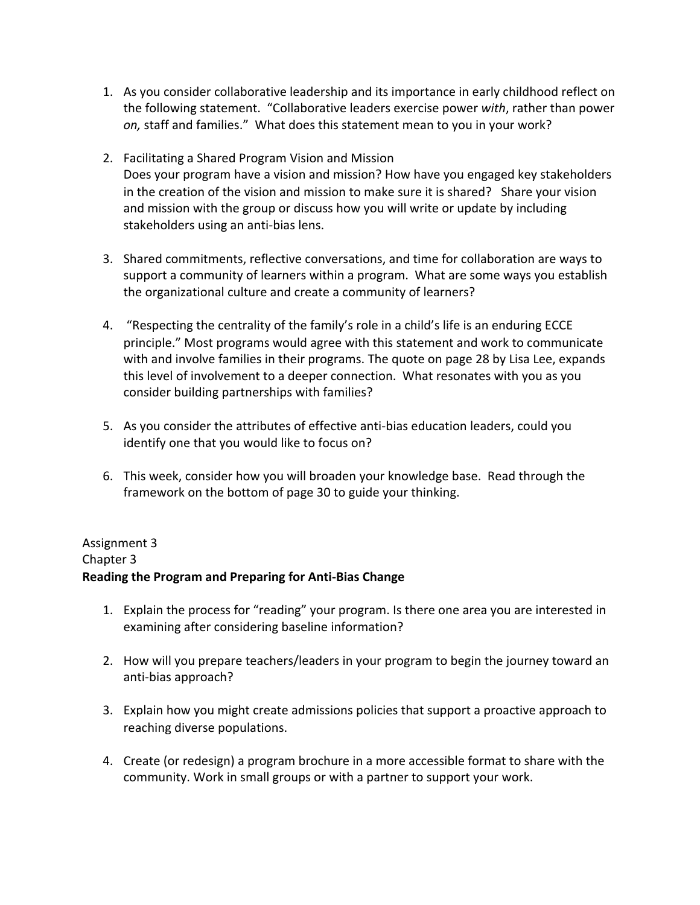1. As you consider collaborative leadership and its importance in early childhood reflect on the following statement. "Collaborative leaders exercise power *with*, rather than power *on,* staff and families." What does this statement mean to you in your work?

2. Facilitating a Shared Program Vision and Mission
   Does your program have a vision and mission? How have you engaged key stakeholders in the creation of the vision and mission to make sure it is shared? Share your vision and mission with the group or discuss how you will write or update by including stakeholders using an anti-bias lens.

3. Shared commitments, reflective conversations, and time for collaboration are ways to support a community of learners within a program. What are some ways you establish the organizational culture and create a community of learners?

4. "Respecting the centrality of the family's role in a child's life is an enduring ECCE principle." Most programs would agree with this statement and work to communicate with and involve families in their programs. The quote on page 28 by Lisa Lee, expands this level of involvement to a deeper connection. What resonates with you as you consider building partnerships with families?

5. As you consider the attributes of effective anti-bias education leaders, could you identify one that you would like to focus on?

6. This week, consider how you will broaden your knowledge base. Read through the framework on the bottom of page 30 to guide your thinking.

Assignment 3
Chapter 3
**Reading the Program and Preparing for Anti-Bias Change**

1. Explain the process for "reading" your program. Is there one area you are interested in examining after considering baseline information?

2. How will you prepare teachers/leaders in your program to begin the journey toward an anti-bias approach?

3. Explain how you might create admissions policies that support a proactive approach to reaching diverse populations.

4. Create (or redesign) a program brochure in a more accessible format to share with the community. Work in small groups or with a partner to support your work.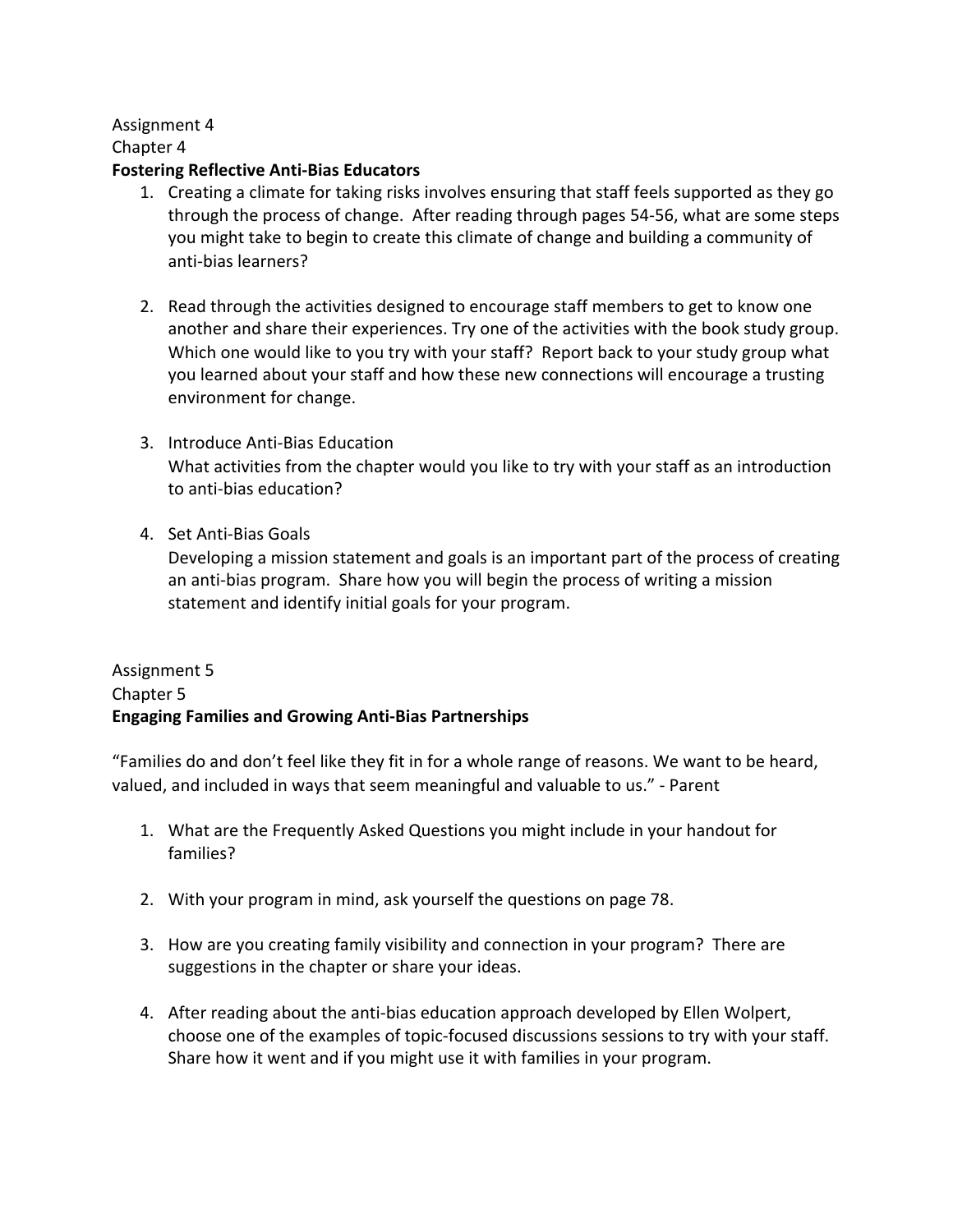Assignment 4

Chapter 4

**Fostering Reflective Anti-Bias Educators**

1. Creating a climate for taking risks involves ensuring that staff feels supported as they go through the process of change. After reading through pages 54-56, what are some steps you might take to begin to create this climate of change and building a community of anti-bias learners?

2. Read through the activities designed to encourage staff members to get to know one another and share their experiences. Try one of the activities with the book study group. Which one would like to you try with your staff? Report back to your study group what you learned about your staff and how these new connections will encourage a trusting environment for change.

3. Introduce Anti-Bias Education

   What activities from the chapter would you like to try with your staff as an introduction to anti-bias education?

4. Set Anti-Bias Goals

   Developing a mission statement and goals is an important part of the process of creating an anti-bias program. Share how you will begin the process of writing a mission statement and identify initial goals for your program.

Assignment 5

Chapter 5

**Engaging Families and Growing Anti-Bias Partnerships**

"Families do and don't feel like they fit in for a whole range of reasons. We want to be heard, valued, and included in ways that seem meaningful and valuable to us." - Parent

1. What are the Frequently Asked Questions you might include in your handout for families?

2. With your program in mind, ask yourself the questions on page 78.

3. How are you creating family visibility and connection in your program? There are suggestions in the chapter or share your ideas.

4. After reading about the anti-bias education approach developed by Ellen Wolpert, choose one of the examples of topic-focused discussions sessions to try with your staff. Share how it went and if you might use it with families in your program.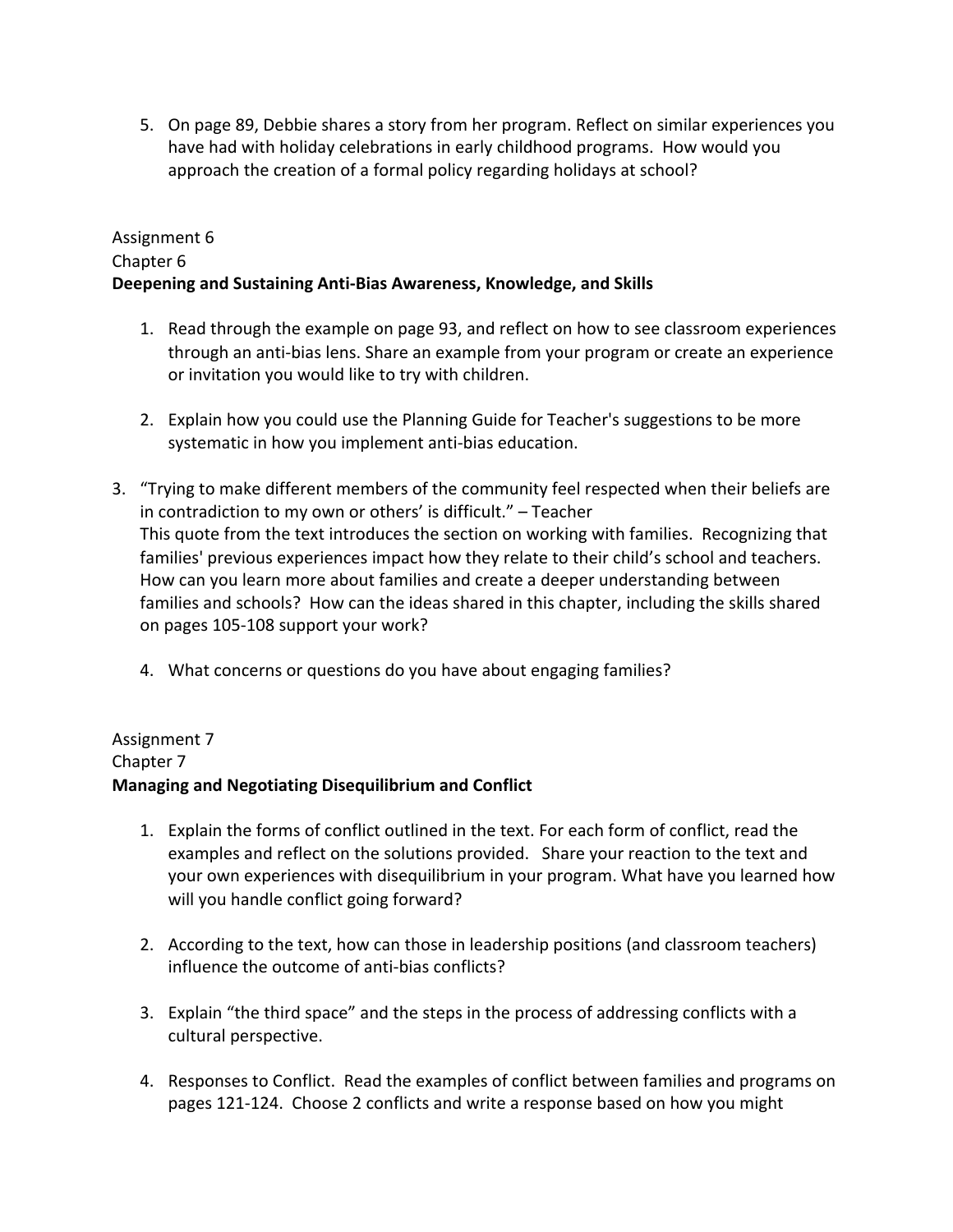5. On page 89, Debbie shares a story from her program. Reflect on similar experiences you have had with holiday celebrations in early childhood programs. How would you approach the creation of a formal policy regarding holidays at school?

Assignment 6
Chapter 6
**Deepening and Sustaining Anti-Bias Awareness, Knowledge, and Skills**

1. Read through the example on page 93, and reflect on how to see classroom experiences through an anti-bias lens. Share an example from your program or create an experience or invitation you would like to try with children.

2. Explain how you could use the Planning Guide for Teacher's suggestions to be more systematic in how you implement anti-bias education.

3. "Trying to make different members of the community feel respected when their beliefs are in contradiction to my own or others' is difficult." – Teacher
   This quote from the text introduces the section on working with families. Recognizing that families' previous experiences impact how they relate to their child's school and teachers. How can you learn more about families and create a deeper understanding between families and schools? How can the ideas shared in this chapter, including the skills shared on pages 105-108 support your work?

4. What concerns or questions do you have about engaging families?

Assignment 7
Chapter 7
**Managing and Negotiating Disequilibrium and Conflict**

1. Explain the forms of conflict outlined in the text. For each form of conflict, read the examples and reflect on the solutions provided. Share your reaction to the text and your own experiences with disequilibrium in your program. What have you learned how will you handle conflict going forward?

2. According to the text, how can those in leadership positions (and classroom teachers) influence the outcome of anti-bias conflicts?

3. Explain "the third space" and the steps in the process of addressing conflicts with a cultural perspective.

4. Responses to Conflict. Read the examples of conflict between families and programs on pages 121-124. Choose 2 conflicts and write a response based on how you might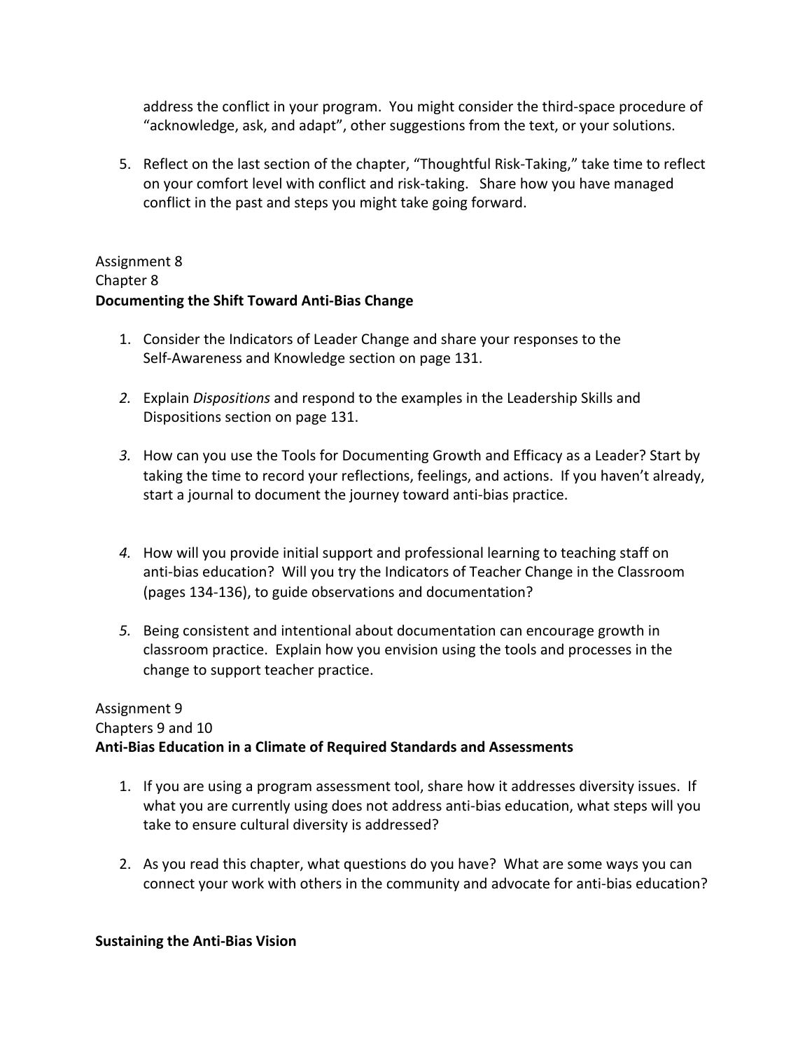address the conflict in your program. You might consider the third-space procedure of "acknowledge, ask, and adapt", other suggestions from the text, or your solutions.

5. Reflect on the last section of the chapter, "Thoughtful Risk-Taking," take time to reflect on your comfort level with conflict and risk-taking. Share how you have managed conflict in the past and steps you might take going forward.

Assignment 8
Chapter 8
**Documenting the Shift Toward Anti-Bias Change**

1. Consider the Indicators of Leader Change and share your responses to the Self-Awareness and Knowledge section on page 131.

2. Explain *Dispositions* and respond to the examples in the Leadership Skills and Dispositions section on page 131.

3. How can you use the Tools for Documenting Growth and Efficacy as a Leader? Start by taking the time to record your reflections, feelings, and actions. If you haven't already, start a journal to document the journey toward anti-bias practice.

4. How will you provide initial support and professional learning to teaching staff on anti-bias education? Will you try the Indicators of Teacher Change in the Classroom (pages 134-136), to guide observations and documentation?

5. Being consistent and intentional about documentation can encourage growth in classroom practice. Explain how you envision using the tools and processes in the change to support teacher practice.

Assignment 9
Chapters 9 and 10
**Anti-Bias Education in a Climate of Required Standards and Assessments**

1. If you are using a program assessment tool, share how it addresses diversity issues. If what you are currently using does not address anti-bias education, what steps will you take to ensure cultural diversity is addressed?

2. As you read this chapter, what questions do you have? What are some ways you can connect your work with others in the community and advocate for anti-bias education?

**Sustaining the Anti-Bias Vision**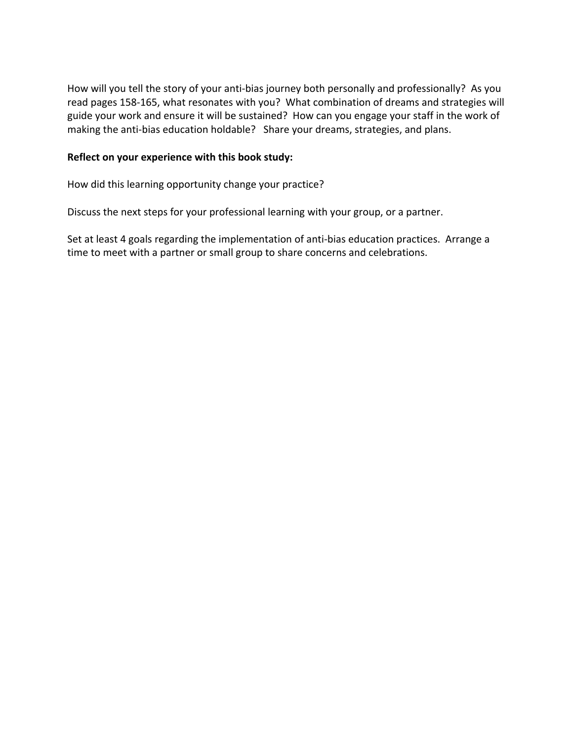How will you tell the story of your anti-bias journey both personally and professionally? As you read pages 158-165, what resonates with you? What combination of dreams and strategies will guide your work and ensure it will be sustained? How can you engage your staff in the work of making the anti-bias education holdable? Share your dreams, strategies, and plans.

**Reflect on your experience with this book study:**

How did this learning opportunity change your practice?

Discuss the next steps for your professional learning with your group, or a partner.

Set at least 4 goals regarding the implementation of anti-bias education practices. Arrange a time to meet with a partner or small group to share concerns and celebrations.